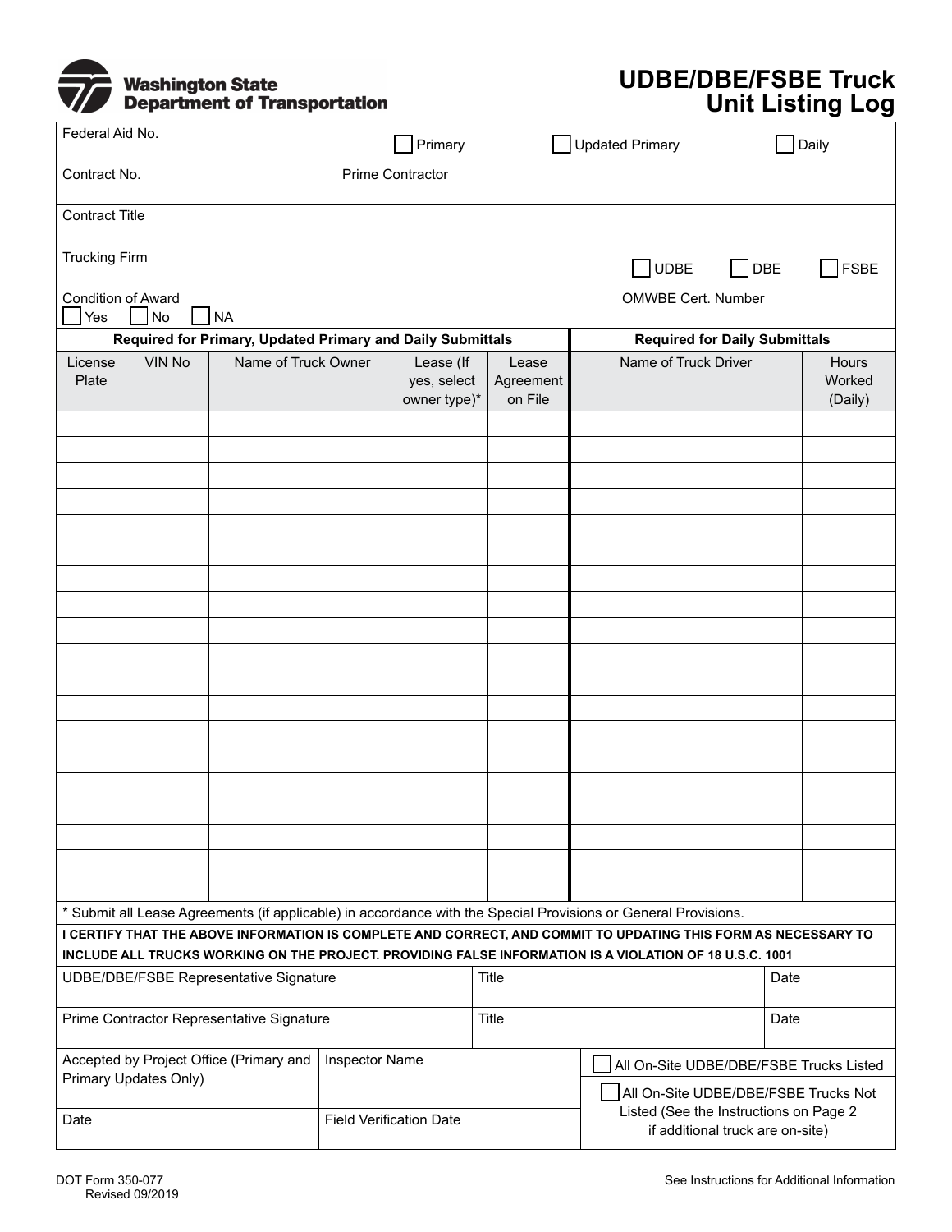Washington State Department of Transportation

# UDBE/DBE/FSBE Truck Unit Listing Log

Federal Aid No.

☐ Primary ☐ Updated Primary ☐ Daily

Contract No.

Prime Contractor

Contract Title

Trucking Firm

☐ UDBE ☐ DBE ☐ FSBE

Condition of Award
☐ Yes ☐ No ☐ NA

OMWBE Cert. Number

| **Required for Primary, Updated Primary and Daily Submittals** | | | | | **Required for Daily Submittals** | |
|---|---|---|---|---|---|---|
| License Plate | VIN No | Name of Truck Owner | Lease (If yes, select owner type)* | Lease Agreement on File | Name of Truck Driver | Hours Worked (Daily) |
| | | | | | | |
| | | | | | | |
| | | | | | | |
| | | | | | | |
| | | | | | | |
| | | | | | | |
| | | | | | | |
| | | | | | | |
| | | | | | | |
| | | | | | | |
| | | | | | | |
| | | | | | | |
| | | | | | | |
| | | | | | | |
| | | | | | | |
| | | | | | | |
| | | | | | | |
| | | | | | | |
| | | | | | | |

* Submit all Lease Agreements (if applicable) in accordance with the Special Provisions or General Provisions.

**I CERTIFY THAT THE ABOVE INFORMATION IS COMPLETE AND CORRECT, AND COMMIT TO UPDATING THIS FORM AS NECESSARY TO INCLUDE ALL TRUCKS WORKING ON THE PROJECT. PROVIDING FALSE INFORMATION IS A VIOLATION OF 18 U.S.C. 1001**

| UDBE/DBE/FSBE Representative Signature | Title | Date |
|---|---|---|
| Prime Contractor Representative Signature | Title | Date |

| Accepted by Project Office (Primary and Primary Updates Only) | Inspector Name | ☐ All On-Site UDBE/DBE/FSBE Trucks Listed |
|---|---|---|
| Date | Field Verification Date | ☐ All On-Site UDBE/DBE/FSBE Trucks Not Listed (See the Instructions on Page 2 if additional truck are on-site) |

DOT Form 350-077
Revised 09/2019

See Instructions for Additional Information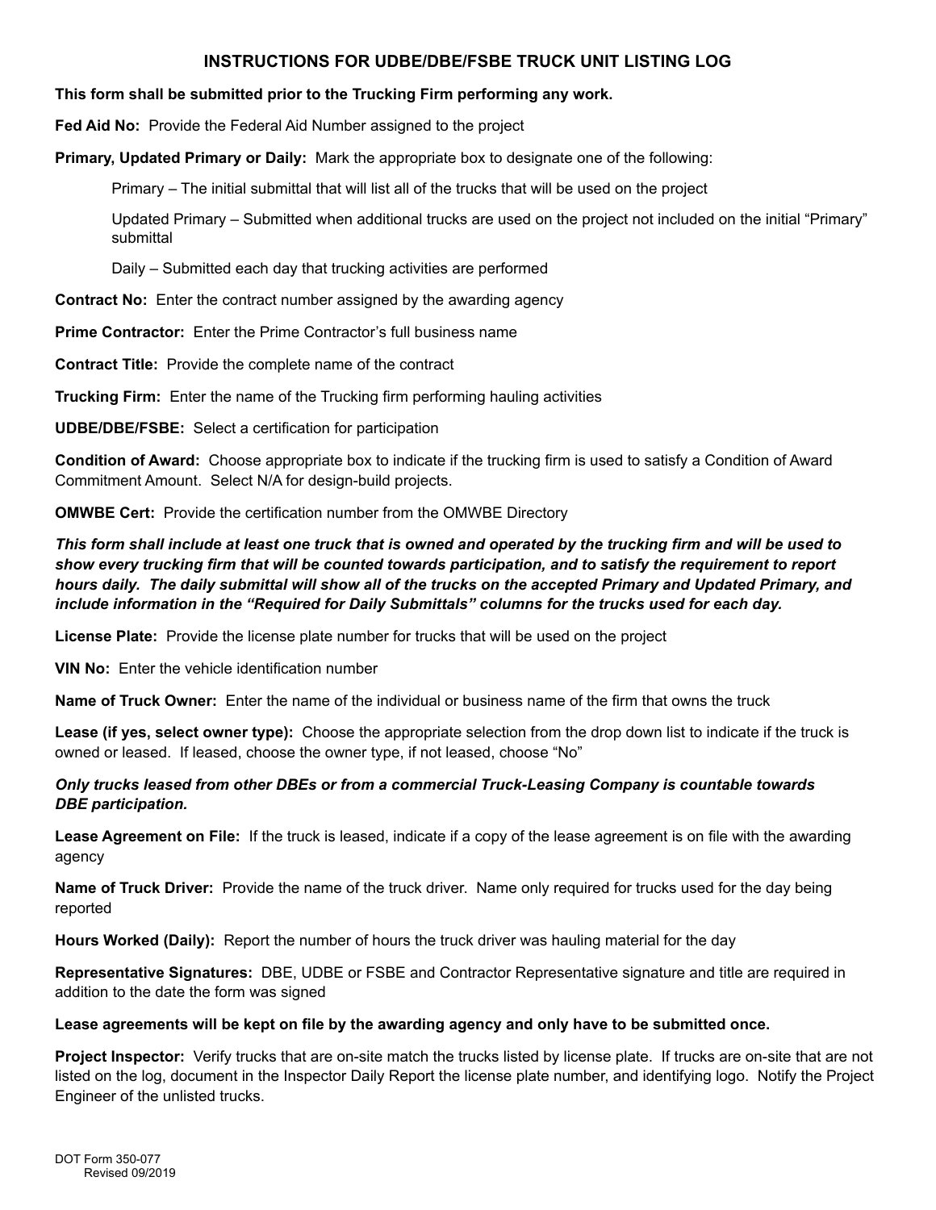# INSTRUCTIONS FOR UDBE/DBE/FSBE TRUCK UNIT LISTING LOG

**This form shall be submitted prior to the Trucking Firm performing any work.**

**Fed Aid No:** Provide the Federal Aid Number assigned to the project

**Primary, Updated Primary or Daily:** Mark the appropriate box to designate one of the following:

> Primary – The initial submittal that will list all of the trucks that will be used on the project
>
> Updated Primary – Submitted when additional trucks are used on the project not included on the initial "Primary" submittal
>
> Daily – Submitted each day that trucking activities are performed

**Contract No:** Enter the contract number assigned by the awarding agency

**Prime Contractor:** Enter the Prime Contractor's full business name

**Contract Title:** Provide the complete name of the contract

**Trucking Firm:** Enter the name of the Trucking firm performing hauling activities

**UDBE/DBE/FSBE:** Select a certification for participation

**Condition of Award:** Choose appropriate box to indicate if the trucking firm is used to satisfy a Condition of Award Commitment Amount. Select N/A for design-build projects.

**OMWBE Cert:** Provide the certification number from the OMWBE Directory

***This form shall include at least one truck that is owned and operated by the trucking firm and will be used to show every trucking firm that will be counted towards participation, and to satisfy the requirement to report hours daily. The daily submittal will show all of the trucks on the accepted Primary and Updated Primary, and include information in the "Required for Daily Submittals" columns for the trucks used for each day.***

**License Plate:** Provide the license plate number for trucks that will be used on the project

**VIN No:** Enter the vehicle identification number

**Name of Truck Owner:** Enter the name of the individual or business name of the firm that owns the truck

**Lease (if yes, select owner type):** Choose the appropriate selection from the drop down list to indicate if the truck is owned or leased. If leased, choose the owner type, if not leased, choose "No"

***Only trucks leased from other DBEs or from a commercial Truck-Leasing Company is countable towards DBE participation.***

**Lease Agreement on File:** If the truck is leased, indicate if a copy of the lease agreement is on file with the awarding agency

**Name of Truck Driver:** Provide the name of the truck driver. Name only required for trucks used for the day being reported

**Hours Worked (Daily):** Report the number of hours the truck driver was hauling material for the day

**Representative Signatures:** DBE, UDBE or FSBE and Contractor Representative signature and title are required in addition to the date the form was signed

**Lease agreements will be kept on file by the awarding agency and only have to be submitted once.**

**Project Inspector:** Verify trucks that are on-site match the trucks listed by license plate. If trucks are on-site that are not listed on the log, document in the Inspector Daily Report the license plate number, and identifying logo. Notify the Project Engineer of the unlisted trucks.

DOT Form 350-077
Revised 09/2019